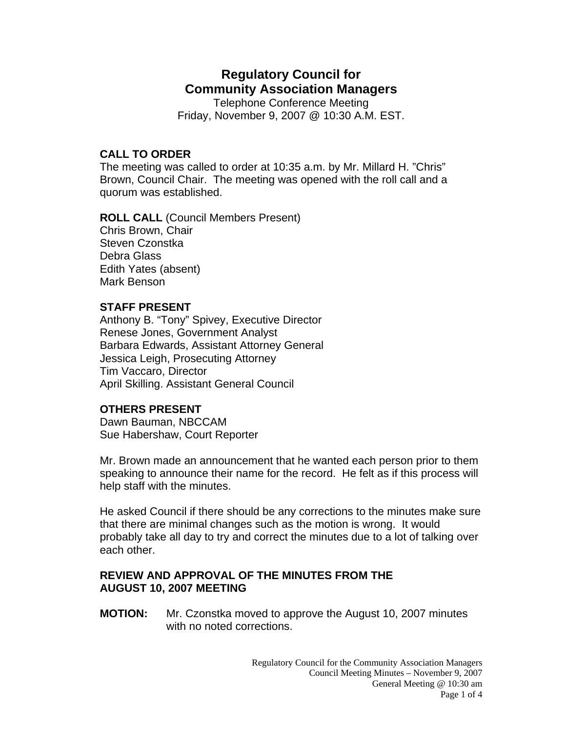# Regulatory Council for Community Association Managers

Telephone Conference Meeting
Friday, November 9, 2007 @ 10:30 A.M. EST.

**CALL TO ORDER**
The meeting was called to order at 10:35 a.m. by Mr. Millard H. "Chris" Brown, Council Chair. The meeting was opened with the roll call and a quorum was established.

**ROLL CALL** (Council Members Present)
Chris Brown, Chair
Steven Czonstka
Debra Glass
Edith Yates (absent)
Mark Benson

**STAFF PRESENT**
Anthony B. "Tony" Spivey, Executive Director
Renese Jones, Government Analyst
Barbara Edwards, Assistant Attorney General
Jessica Leigh, Prosecuting Attorney
Tim Vaccaro, Director
April Skilling. Assistant General Council

**OTHERS PRESENT**
Dawn Bauman, NBCCAM
Sue Habershaw, Court Reporter

Mr. Brown made an announcement that he wanted each person prior to them speaking to announce their name for the record. He felt as if this process will help staff with the minutes.

He asked Council if there should be any corrections to the minutes make sure that there are minimal changes such as the motion is wrong. It would probably take all day to try and correct the minutes due to a lot of talking over each other.

**REVIEW AND APPROVAL OF THE MINUTES FROM THE AUGUST 10, 2007 MEETING**

**MOTION:** Mr. Czonstka moved to approve the August 10, 2007 minutes with no noted corrections.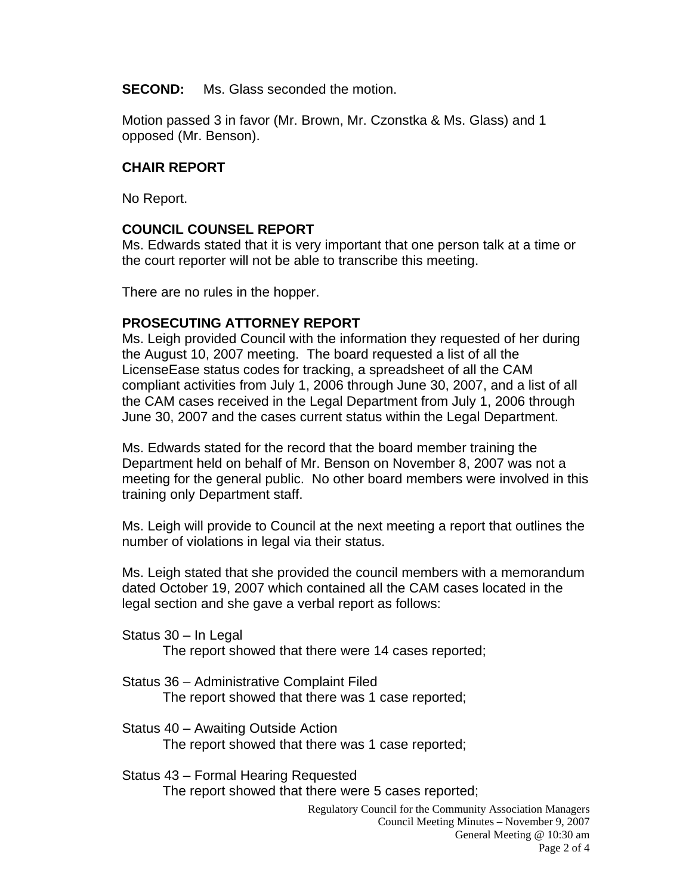**SECOND:** Ms. Glass seconded the motion.

Motion passed 3 in favor (Mr. Brown, Mr. Czonstka & Ms. Glass) and 1 opposed (Mr. Benson).

**CHAIR REPORT**

No Report.

**COUNCIL COUNSEL REPORT**

Ms. Edwards stated that it is very important that one person talk at a time or the court reporter will not be able to transcribe this meeting.

There are no rules in the hopper.

**PROSECUTING ATTORNEY REPORT**

Ms. Leigh provided Council with the information they requested of her during the August 10, 2007 meeting. The board requested a list of all the LicenseEase status codes for tracking, a spreadsheet of all the CAM compliant activities from July 1, 2006 through June 30, 2007, and a list of all the CAM cases received in the Legal Department from July 1, 2006 through June 30, 2007 and the cases current status within the Legal Department.

Ms. Edwards stated for the record that the board member training the Department held on behalf of Mr. Benson on November 8, 2007 was not a meeting for the general public. No other board members were involved in this training only Department staff.

Ms. Leigh will provide to Council at the next meeting a report that outlines the number of violations in legal via their status.

Ms. Leigh stated that she provided the council members with a memorandum dated October 19, 2007 which contained all the CAM cases located in the legal section and she gave a verbal report as follows:

Status 30 – In Legal
  The report showed that there were 14 cases reported;

Status 36 – Administrative Complaint Filed
  The report showed that there was 1 case reported;

Status 40 – Awaiting Outside Action
  The report showed that there was 1 case reported;

Status 43 – Formal Hearing Requested
  The report showed that there were 5 cases reported;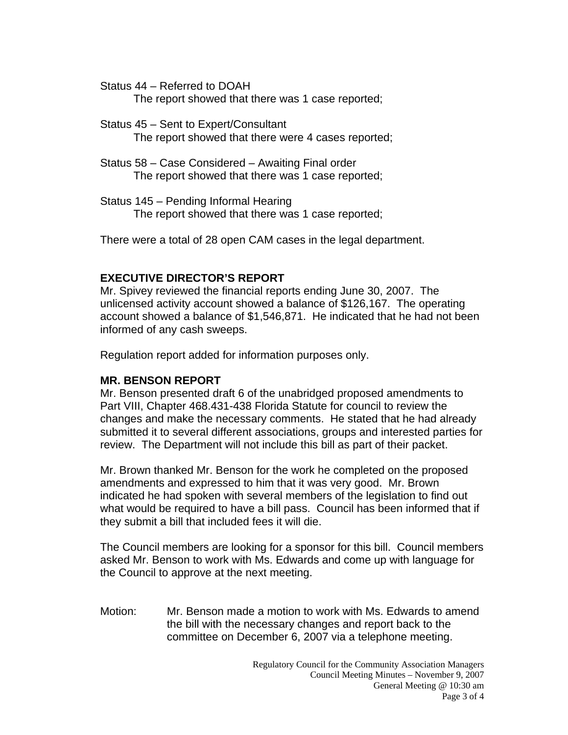Status 44 – Referred to DOAH
The report showed that there was 1 case reported;

Status 45 – Sent to Expert/Consultant
The report showed that there were 4 cases reported;

Status 58 – Case Considered – Awaiting Final order
The report showed that there was 1 case reported;

Status 145 – Pending Informal Hearing
The report showed that there was 1 case reported;

There were a total of 28 open CAM cases in the legal department.

**EXECUTIVE DIRECTOR'S REPORT**
Mr. Spivey reviewed the financial reports ending June 30, 2007. The unlicensed activity account showed a balance of $126,167. The operating account showed a balance of $1,546,871. He indicated that he had not been informed of any cash sweeps.

Regulation report added for information purposes only.

**MR. BENSON REPORT**
Mr. Benson presented draft 6 of the unabridged proposed amendments to Part VIII, Chapter 468.431-438 Florida Statute for council to review the changes and make the necessary comments. He stated that he had already submitted it to several different associations, groups and interested parties for review. The Department will not include this bill as part of their packet.

Mr. Brown thanked Mr. Benson for the work he completed on the proposed amendments and expressed to him that it was very good. Mr. Brown indicated he had spoken with several members of the legislation to find out what would be required to have a bill pass. Council has been informed that if they submit a bill that included fees it will die.

The Council members are looking for a sponsor for this bill. Council members asked Mr. Benson to work with Ms. Edwards and come up with language for the Council to approve at the next meeting.

Motion: Mr. Benson made a motion to work with Ms. Edwards to amend the bill with the necessary changes and report back to the committee on December 6, 2007 via a telephone meeting.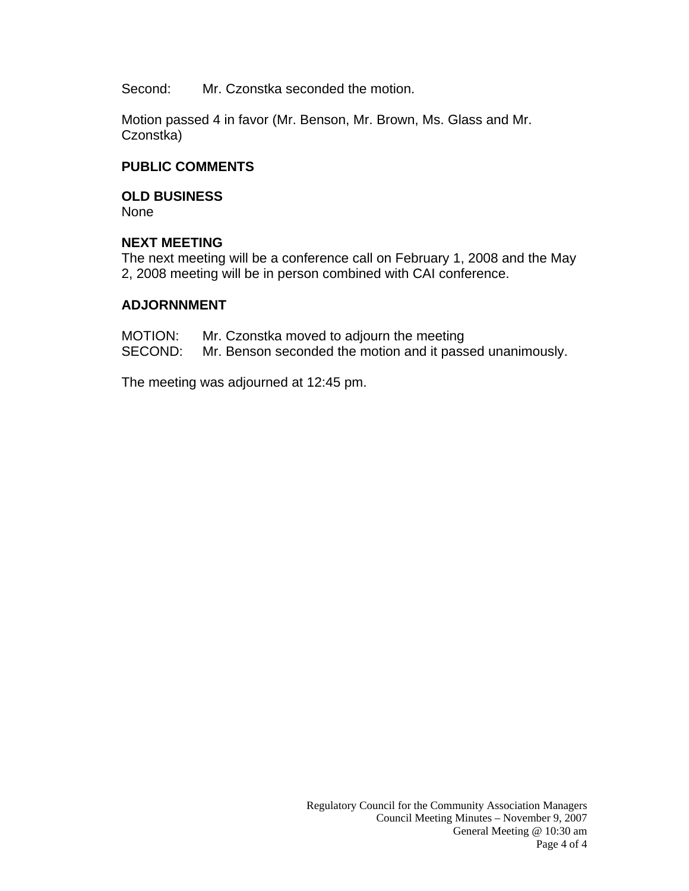Second: Mr. Czonstka seconded the motion.

Motion passed 4 in favor (Mr. Benson, Mr. Brown, Ms. Glass and Mr. Czonstka)

**PUBLIC COMMENTS**

**OLD BUSINESS**
None

**NEXT MEETING**
The next meeting will be a conference call on February 1, 2008 and the May 2, 2008 meeting will be in person combined with CAI conference.

**ADJORNNMENT**

MOTION: Mr. Czonstka moved to adjourn the meeting
SECOND: Mr. Benson seconded the motion and it passed unanimously.

The meeting was adjourned at 12:45 pm.